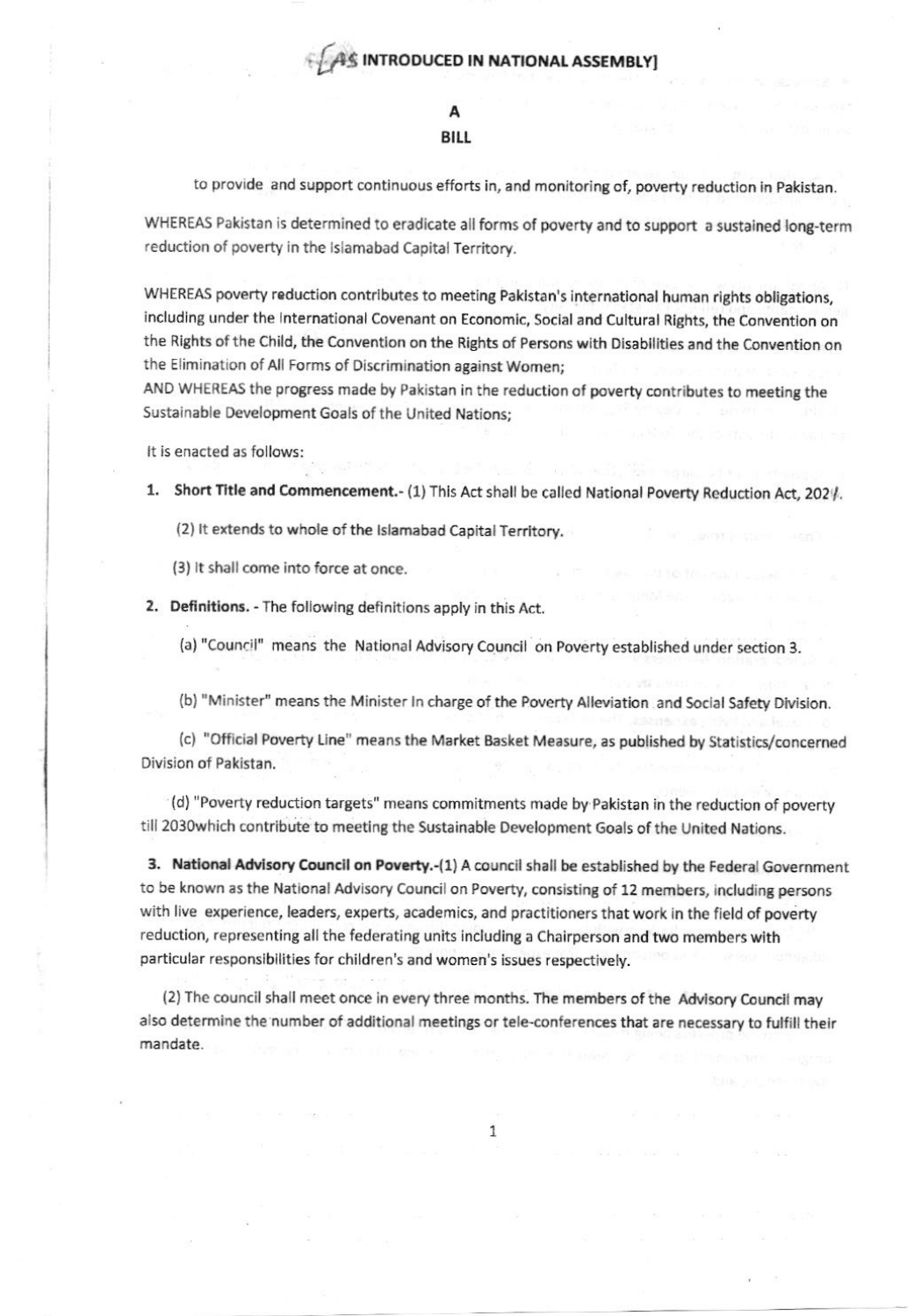[AS INTRODUCED IN NATIONAL ASSEMBLY]

# A

# BILL

to provide and support continuous efforts in, and monitoring of, poverty reduction in Pakistan.

WHEREAS Pakistan is determined to eradicate all forms of poverty and to support a sustained long-term reduction of poverty in the Islamabad Capital Territory.

WHEREAS poverty reduction contributes to meeting Pakistan's international human rights obligations, including under the International Covenant on Economic, Social and Cultural Rights, the Convention on the Rights of the Child, the Convention on the Rights of Persons with Disabilities and the Convention on the Elimination of All Forms of Discrimination against Women;

AND WHEREAS the progress made by Pakistan in the reduction of poverty contributes to meeting the Sustainable Development Goals of the United Nations;

It is enacted as follows:

1. **Short Title and Commencement.**- (1) This Act shall be called National Poverty Reduction Act, 2024.

   (2) It extends to whole of the Islamabad Capital Territory.

   (3) It shall come into force at once.

2. **Definitions.** - The following definitions apply in this Act.

   (a) "Council" means the National Advisory Council on Poverty established under section 3.

   (b) "Minister" means the Minister In charge of the Poverty Alleviation and Social Safety Division.

   (c) "Official Poverty Line" means the Market Basket Measure, as published by Statistics/concerned Division of Pakistan.

   (d) "Poverty reduction targets" means commitments made by Pakistan in the reduction of poverty till 2030which contribute to meeting the Sustainable Development Goals of the United Nations.

3. **National Advisory Council on Poverty.**-(1) A council shall be established by the Federal Government to be known as the National Advisory Council on Poverty, consisting of 12 members, including persons with live experience, leaders, experts, academics, and practitioners that work in the field of poverty reduction, representing all the federating units including a Chairperson and two members with particular responsibilities for children's and women's issues respectively.

   (2) The council shall meet once in every three months. The members of the Advisory Council may also determine the number of additional meetings or tele-conferences that are necessary to fulfill their mandate.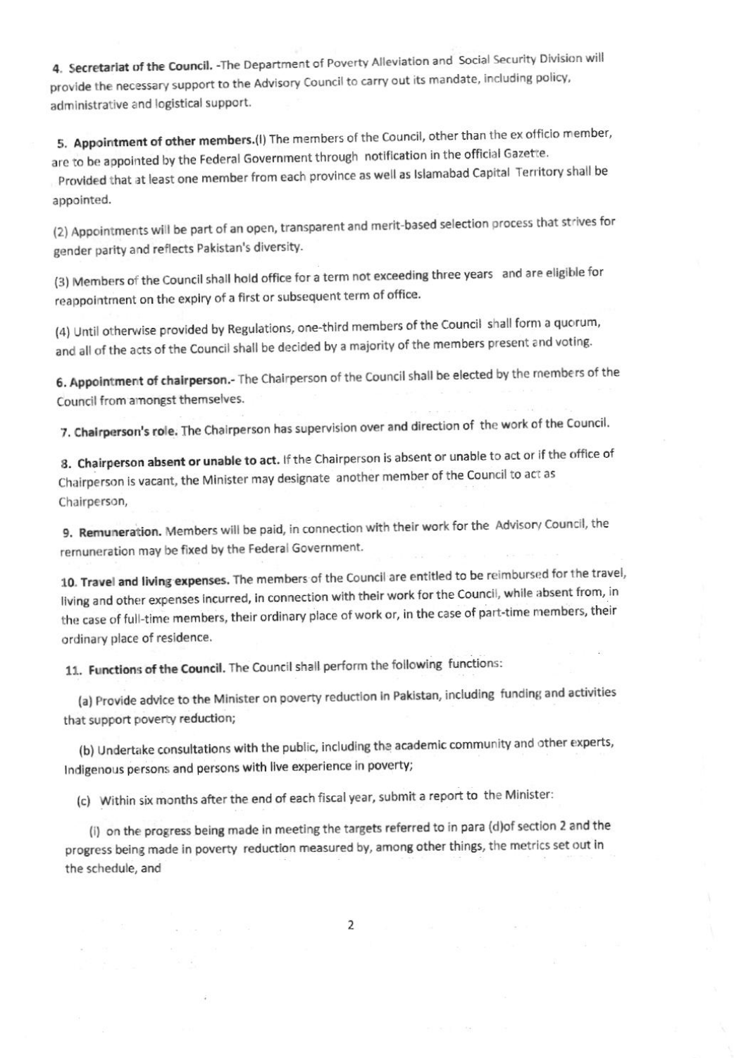**4. Secretariat of the Council.** -The Department of Poverty Alleviation and Social Security Division will provide the necessary support to the Advisory Council to carry out its mandate, including policy, administrative and logistical support.

**5. Appointment of other members.**(I) The members of the Council, other than the ex officio member, are to be appointed by the Federal Government through notification in the official Gazette.

Provided that at least one member from each province as well as Islamabad Capital Territory shall be appointed.

(2) Appointments will be part of an open, transparent and merit-based selection process that strives for gender parity and reflects Pakistan's diversity.

(3) Members of the Council shall hold office for a term not exceeding three years and are eligible for reappointment on the expiry of a first or subsequent term of office.

(4) Until otherwise provided by Regulations, one-third members of the Council shall form a quorum, and all of the acts of the Council shall be decided by a majority of the members present and voting.

**6. Appointment of chairperson.**- The Chairperson of the Council shall be elected by the members of the Council from amongst themselves.

**7. Chairperson's role.** The Chairperson has supervision over and direction of the work of the Council.

**8. Chairperson absent or unable to act.** If the Chairperson is absent or unable to act or if the office of Chairperson is vacant, the Minister may designate another member of the Council to act as Chairperson,

**9. Remuneration.** Members will be paid, in connection with their work for the Advisory Council, the remuneration may be fixed by the Federal Government.

**10. Travel and living expenses.** The members of the Council are entitled to be reimbursed for the travel, living and other expenses incurred, in connection with their work for the Council, while absent from, in the case of full-time members, their ordinary place of work or, in the case of part-time members, their ordinary place of residence.

**11. Functions of the Council.** The Council shall perform the following functions:

(a) Provide advice to the Minister on poverty reduction in Pakistan, including funding and activities that support poverty reduction;

(b) Undertake consultations with the public, including the academic community and other experts, Indigenous persons and persons with live experience in poverty;

(c) Within six months after the end of each fiscal year, submit a report to the Minister:

(i) on the progress being made in meeting the targets referred to in para (d)of section 2 and the progress being made in poverty reduction measured by, among other things, the metrics set out in the schedule, and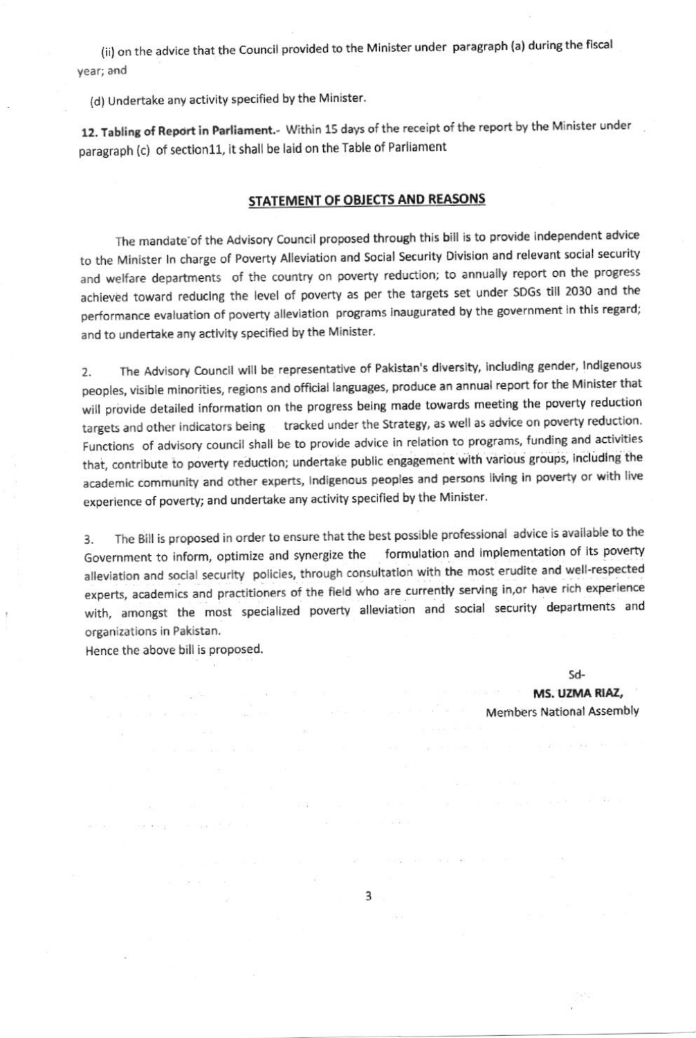(ii) on the advice that the Council provided to the Minister under paragraph (a) during the fiscal year; and

(d) Undertake any activity specified by the Minister.

**12. Tabling of Report in Parliament.**- Within 15 days of the receipt of the report by the Minister under paragraph (c) of section11, it shall be laid on the Table of Parliament

## STATEMENT OF OBJECTS AND REASONS

The mandate of the Advisory Council proposed through this bill is to provide independent advice to the Minister In charge of Poverty Alleviation and Social Security Division and relevant social security and welfare departments of the country on poverty reduction; to annually report on the progress achieved toward reducing the level of poverty as per the targets set under SDGs till 2030 and the performance evaluation of poverty alleviation programs inaugurated by the government in this regard; and to undertake any activity specified by the Minister.

2. The Advisory Council will be representative of Pakistan's diversity, including gender, Indigenous peoples, visible minorities, regions and official languages, produce an annual report for the Minister that will provide detailed information on the progress being made towards meeting the poverty reduction targets and other indicators being tracked under the Strategy, as well as advice on poverty reduction. Functions of advisory council shall be to provide advice in relation to programs, funding and activities that, contribute to poverty reduction; undertake public engagement with various groups, including the academic community and other experts, Indigenous peoples and persons living in poverty or with live experience of poverty; and undertake any activity specified by the Minister.

3. The Bill is proposed in order to ensure that the best possible professional advice is available to the Government to inform, optimize and synergize the formulation and implementation of its poverty alleviation and social security policies, through consultation with the most erudite and well-respected experts, academics and practitioners of the field who are currently serving in,or have rich experience with, amongst the most specialized poverty alleviation and social security departments and organizations in Pakistan.

Hence the above bill is proposed.

Sd-

**MS. UZMA RIAZ,**

Members National Assembly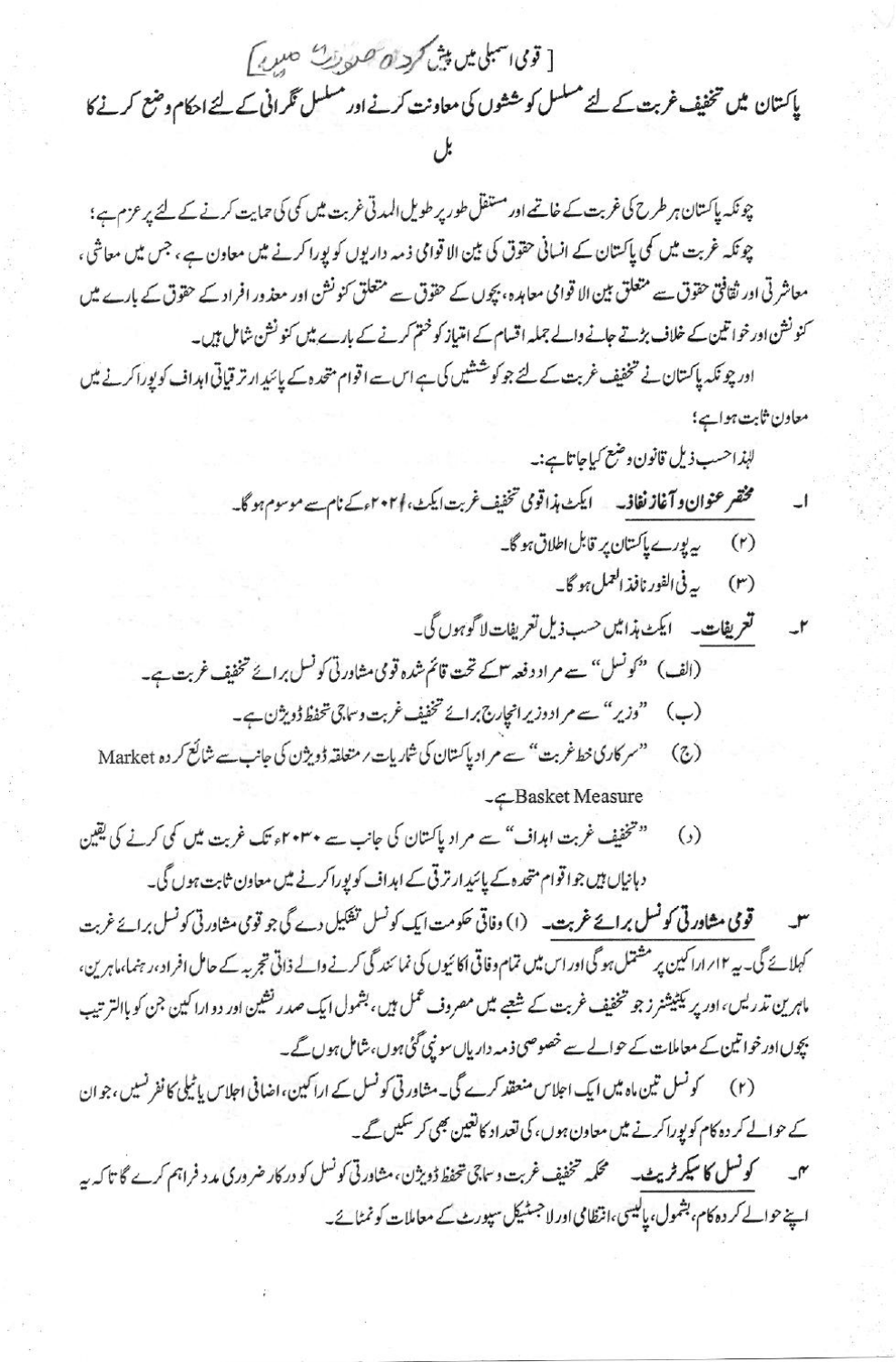[ قومی اسمبلی میں پیش کردہ صورت میں ]

## پاکستان میں تخفیف غربت کے لئے مسلسل کوششوں کی معاونت کرنے اور مسلسل نگرانی کے لئے احکام وضع کرنے کا بل

چونکہ پاکستان ہر طرح کی غربت کے خاتمے اور مستقل طور پر طویل المدتی غربت میں کمی کی حمایت کرنے کے لئے پر عزم ہے؛

چونکہ غربت میں کمی پاکستان کے انسانی حقوق کی بین الاقوامی ذمہ داریوں کو پورا کرنے میں معاون ہے، جس میں معاشی، معاشرتی اور ثقافتی حقوق سے متعلق بین الاقوامی معاہدہ، بچوں کے حقوق سے متعلق کنونشن اور معذور افراد کے حقوق کے بارے میں کنونشن اور خواتین کے خلاف برتے جانے والے جملہ اقسام کے امتیاز کو ختم کرنے کے بارے میں کنونشن شامل ہیں۔

اور چونکہ پاکستان نے تخفیف غربت کے لئے جو کوششیں کی ہے اس سے اقوام متحدہ کے پائیدار ترقیاتی اہداف کو پورا کرنے میں معاون ثابت ہوا ہے؛

لہٰذا حسب ذیل قانون وضع کیا جاتا ہے:۔

۱۔ **مختصر عنوان و آغاز نفاذ۔** ایکٹ ہذا قومی تخفیف غربت ایکٹ، ۲۰۲۱ء کے نام سے موسوم ہو گا۔

(۲) یہ پورے پاکستان پر قابل اطلاق ہو گا۔

(۳) یہ فی الفور نافذ العمل ہو گا۔

۲۔ **تعریفات۔** ایکٹ ہذا میں حسب ذیل تعریفات لاگو ہوں گی۔

(الف) "کونسل" سے مراد دفعہ ۳ کے تحت قائم شدہ قومی مشاورتی کونسل برائے تخفیف غربت ہے۔

(ب) "وزیر" سے مراد وزیر انچارج برائے تخفیف غربت و سماجی تحفظ ڈویژن ہے۔

(ج) "سرکاری خط غربت" سے مراد پاکستان کی شماریات / متعلقہ ڈویژن کی جانب سے شائع کردہ Market Basket Measure ہے۔

(د) "تخفیف غربت اہداف" سے مراد پاکستان کی جانب سے ۲۰۳۰ء تک غربت میں کمی کرنے کی یقین دہانیاں ہیں جو اقوام متحدہ کے پائیدار ترقی کے اہداف کو پورا کرنے میں معاون ثابت ہوں گی۔

۳۔ **قومی مشاورتی کونسل برائے غربت۔** (۱) وفاقی حکومت ایک کونسل تشکیل دے گی جو قومی مشاورتی کونسل برائے غربت کہلائے گی۔ یہ ۱۲/ اراکین پر مشتمل ہو گی اور اس میں تمام وفاقی اکائیوں کی نمائندگی کرنے والے ذاتی تجربہ کے حامل افراد، رہنما، ماہرین، ماہرین تدریس، اور پریکٹیشنرز جو تخفیف غربت کے شعبے میں مصروف عمل ہیں، بشمول ایک صدر نشین اور دو اراکین جن کو بالترتیب بچوں اور خواتین کے معاملات کے حوالے سے خصوصی ذمہ داریاں سونپی گئی ہوں، شامل ہوں گے۔

(۲) کونسل تین ماہ میں ایک اجلاس منعقد کرے گی۔ مشاورتی کونسل کے اراکین، اضافی اجلاس یا ٹیلی کانفرنسیں، جو ان کے حوالے کردہ کام کو پورا کرنے میں معاون ہوں، کی تعداد کا تعین بھی کر سکیں گے۔

۴۔ **کونسل کا سیکرٹریٹ۔** محکمہ تخفیف غربت و سماجی تحفظ ڈویژن، مشاورتی کونسل کو درکار ضروری مدد فراہم کرے گا تا کہ یہ اپنے حوالے کردہ کام، بشمول، پالیسی، انتظامی اور لاجسٹیکل سپورٹ کے معاملات کو نمٹائے۔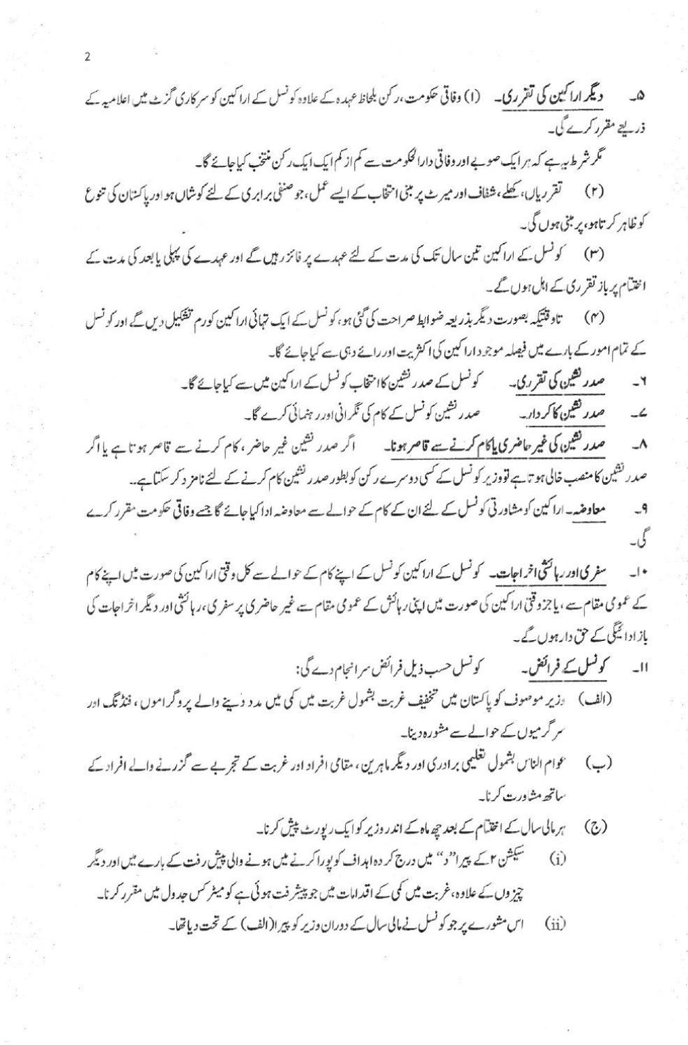۵۔ **دیگر اراکین کی تقرری۔** (۱) وفاقی حکومت، رکن بلحاظ عہدہ کے علاوہ کونسل کے اراکین کو سرکاری گزٹ میں اعلامیہ کے ذریعے مقرر کرے گی۔

مگر شرط یہ ہے کہ ہر ایک صوبے اور وفاقی دارالحکومت سے کم از کم ایک ایک رکن منتخب کیا جائے گا۔

(۲) تقرریاں، کھلے، شفاف اور میرٹ پر مبنی انتخاب کے ایسے عمل، جو صنفی برابری کے لئے کوشاں ہو اور پاکستان کی تنوع کو ظاہر کرتا ہو، پر مبنی ہوں گی۔

(۳) کونسل کے اراکین تین سال تک کی مدت کے لئے عہدے پر فائز رہیں گے اور عہدے کی پہلی یا بعد کی مدت کے اختتام پر باز تقرری کے اہل ہوں گے۔

(۴) تاوقتیکہ بصورت دیگر بذریعہ ضوابط صراحت کی گئی ہو، کونسل کے ایک تہائی اراکین کورم تشکیل دیں گے، اور کونسل کے تمام امور کے بارے میں فیصلہ موجود اراکین کی اکثریت اور رائے دہی سے کیا جائے گا۔

۶۔ **صدر نشین کی تقرری۔** کونسل کے صدر نشین کا انتخاب کونسل کے اراکین میں سے کیا جائے گا۔

۷۔ **صدر نشین کا کردار۔** صدر نشین کونسل کے کام کی نگرانی اور رہنمائی کرے گا۔

۸۔ **صدر نشین کی غیر حاضری یا کام کرنے سے قاصر ہونا۔** اگر صدر نشین غیر حاضر، کام کرنے سے قاصر ہوتا ہے یا اگر صدر نشین کا منصب خالی ہوتا ہے تو وزیر کونسل کے کسی دوسرے رکن کو بطور صدر نشین کام کرنے کے لئے نامزد کر سکتا ہے۔

۹۔ **معاوضہ۔** اراکین کو مشاورتی کونسل کے لئے ان کے کام کے حوالے سے معاوضہ ادا کیا جائے گا جسے وفاقی حکومت مقرر کرے گی۔

۱۰۔ **سفری اور رہائشی اخراجات۔** کونسل کے اراکین کونسل کے اپنے کام کے حوالے سے کل وقتی اراکین کی صورت میں اپنے کام کے عمومی مقام سے، یا جز وقتی اراکین کی صورت میں اپنی رہائش کے عمومی مقام سے، غیر حاضری پر سفری، رہائشی اور دیگر اخراجات کی باز ادائیگی کے حق دار ہوں گے۔

۱۱۔ **کونسل کے فرائض۔** کونسل حسب ذیل فرائض سرانجام دے گی:

(الف) وزیر موصوف کو پاکستان میں تخفیف غربت بشمول غربت میں کمی میں مدد دینے والے پروگراموں، فنڈنگ اور سرگرمیوں کے حوالے سے مشورہ دینا۔

(ب) عوام الناس بشمول تعلیمی برادری اور دیگر ماہرین، مقامی افراد اور غربت کے تجربے سے گزرنے والے افراد کے ساتھ مشاورت کرنا۔

(ج) ہر مالی سال کے اختتام کے بعد چھ ماہ کے اندر وزیر کو ایک رپورٹ پیش کرنا۔

(i) سیکشن ۲ کے پیرا "د" میں درج کردہ اہداف کو پورا کرنے میں ہونے والی پیش رفت کے بارے میں اور دیگر چیزوں کے علاوہ، غربت میں کمی کے اقدامات میں جو پیشرفت ہوئی ہے کو میٹرکس جدول میں مقرر کرنا۔

(ii) اس مشورے پر جو کونسل نے مالی سال کے دوران وزیر کو پیرا (الف) کے تحت دیا تھا۔